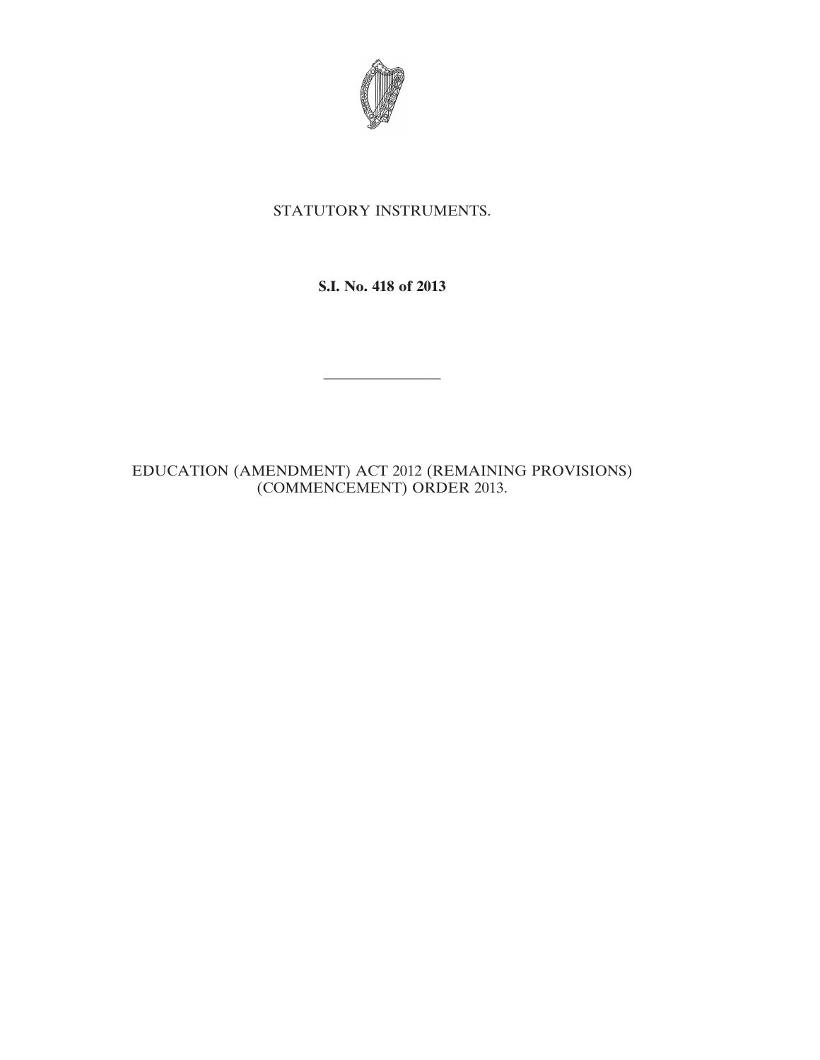STATUTORY INSTRUMENTS.

**S.I. No. 418 of 2013**

---

EDUCATION (AMENDMENT) ACT 2012 (REMAINING PROVISIONS) (COMMENCEMENT) ORDER 2013.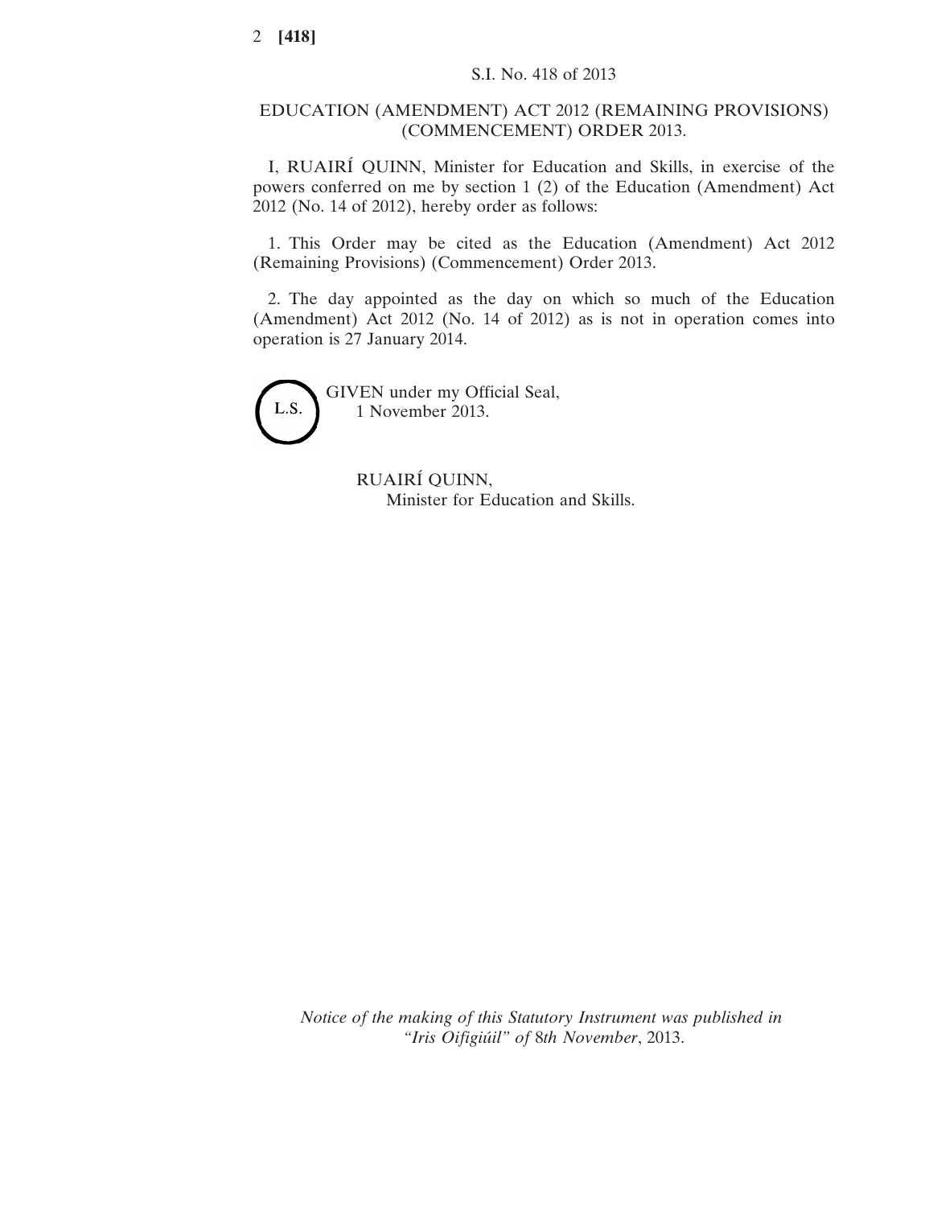S.I. No. 418 of 2013

EDUCATION (AMENDMENT) ACT 2012 (REMAINING PROVISIONS) (COMMENCEMENT) ORDER 2013.

I, RUAIRÍ QUINN, Minister for Education and Skills, in exercise of the powers conferred on me by section 1 (2) of the Education (Amendment) Act 2012 (No. 14 of 2012), hereby order as follows:

1. This Order may be cited as the Education (Amendment) Act 2012 (Remaining Provisions) (Commencement) Order 2013.

2. The day appointed as the day on which so much of the Education (Amendment) Act 2012 (No. 14 of 2012) as is not in operation comes into operation is 27 January 2014.

L.S.

GIVEN under my Official Seal,
1 November 2013.

RUAIRÍ QUINN,
Minister for Education and Skills.

*Notice of the making of this Statutory Instrument was published in "Iris Oifigiúil" of 8th November, 2013.*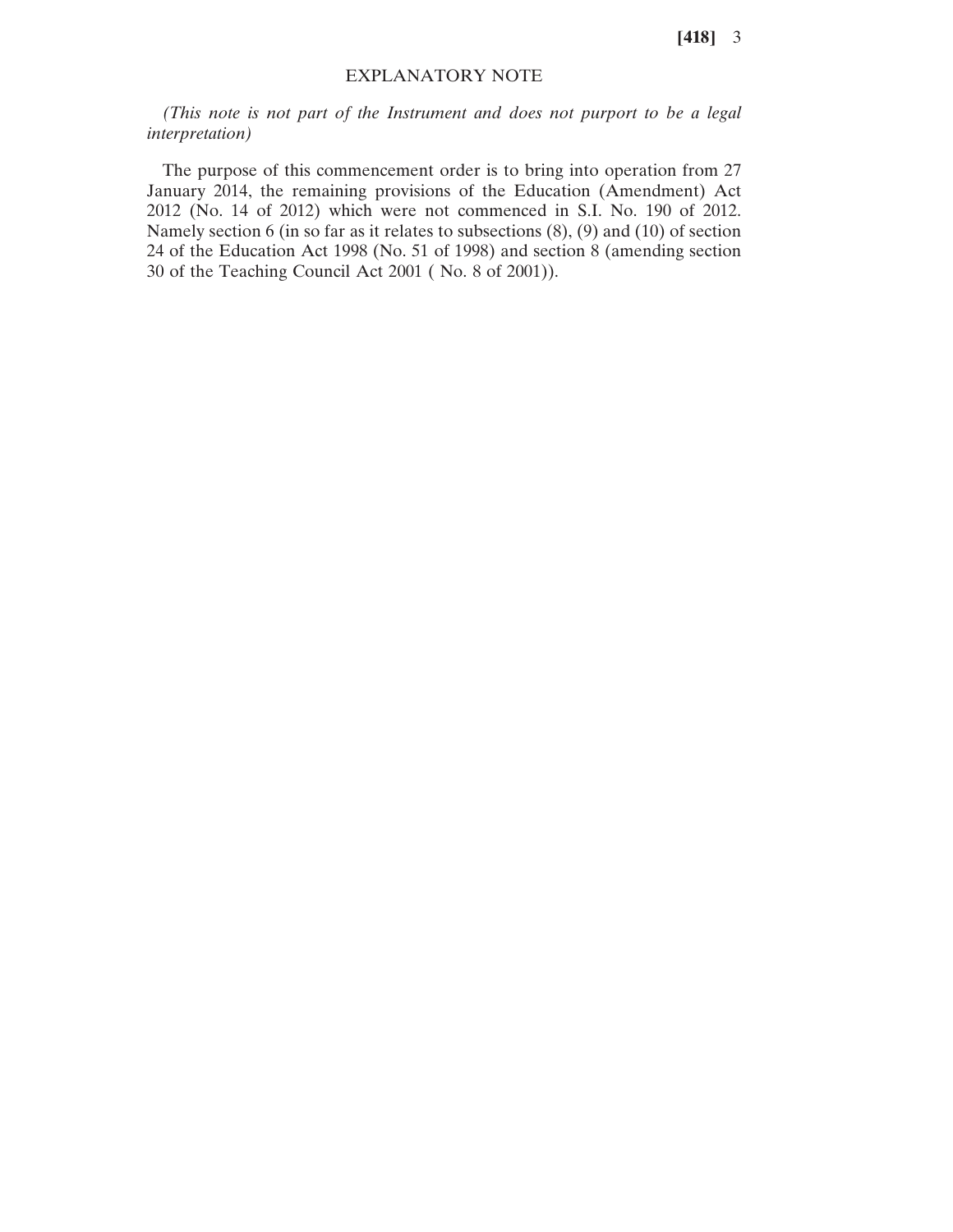# EXPLANATORY NOTE

*(This note is not part of the Instrument and does not purport to be a legal interpretation)*

The purpose of this commencement order is to bring into operation from 27 January 2014, the remaining provisions of the Education (Amendment) Act 2012 (No. 14 of 2012) which were not commenced in S.I. No. 190 of 2012. Namely section 6 (in so far as it relates to subsections (8), (9) and (10) of section 24 of the Education Act 1998 (No. 51 of 1998) and section 8 (amending section 30 of the Teaching Council Act 2001 ( No. 8 of 2001)).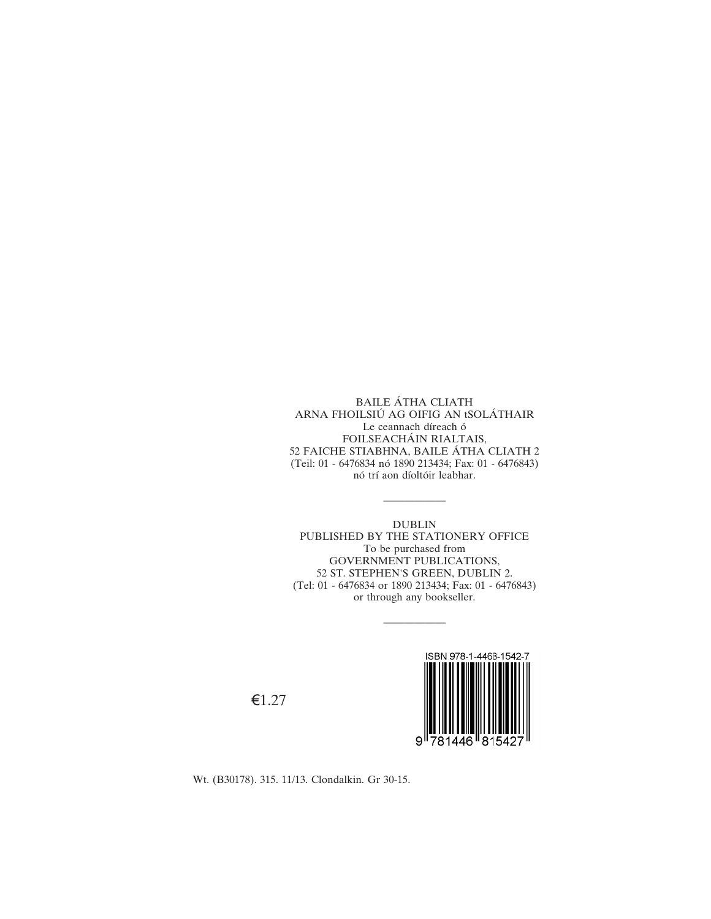BAILE ÁTHA CLIATH
ARNA FHOILSIÚ AG OIFIG AN tSOLÁTHAIR
Le ceannach díreach ó
FOILSEACHÁIN RIALTAIS,
52 FAICHE STIABHNA, BAILE ÁTHA CLIATH 2
(Teil: 01 - 6476834 nó 1890 213434; Fax: 01 - 6476843)
nó trí aon díoltóir leabhar.

---

DUBLIN
PUBLISHED BY THE STATIONERY OFFICE
To be purchased from
GOVERNMENT PUBLICATIONS,
52 ST. STEPHEN'S GREEN, DUBLIN 2.
(Tel: 01 - 6476834 or 1890 213434; Fax: 01 - 6476843)
or through any bookseller.

---

ISBN 978-1-4468-1542-7

9 781446 815427

€1.27

Wt. (B30178). 315. 11/13. Clondalkin. Gr 30-15.